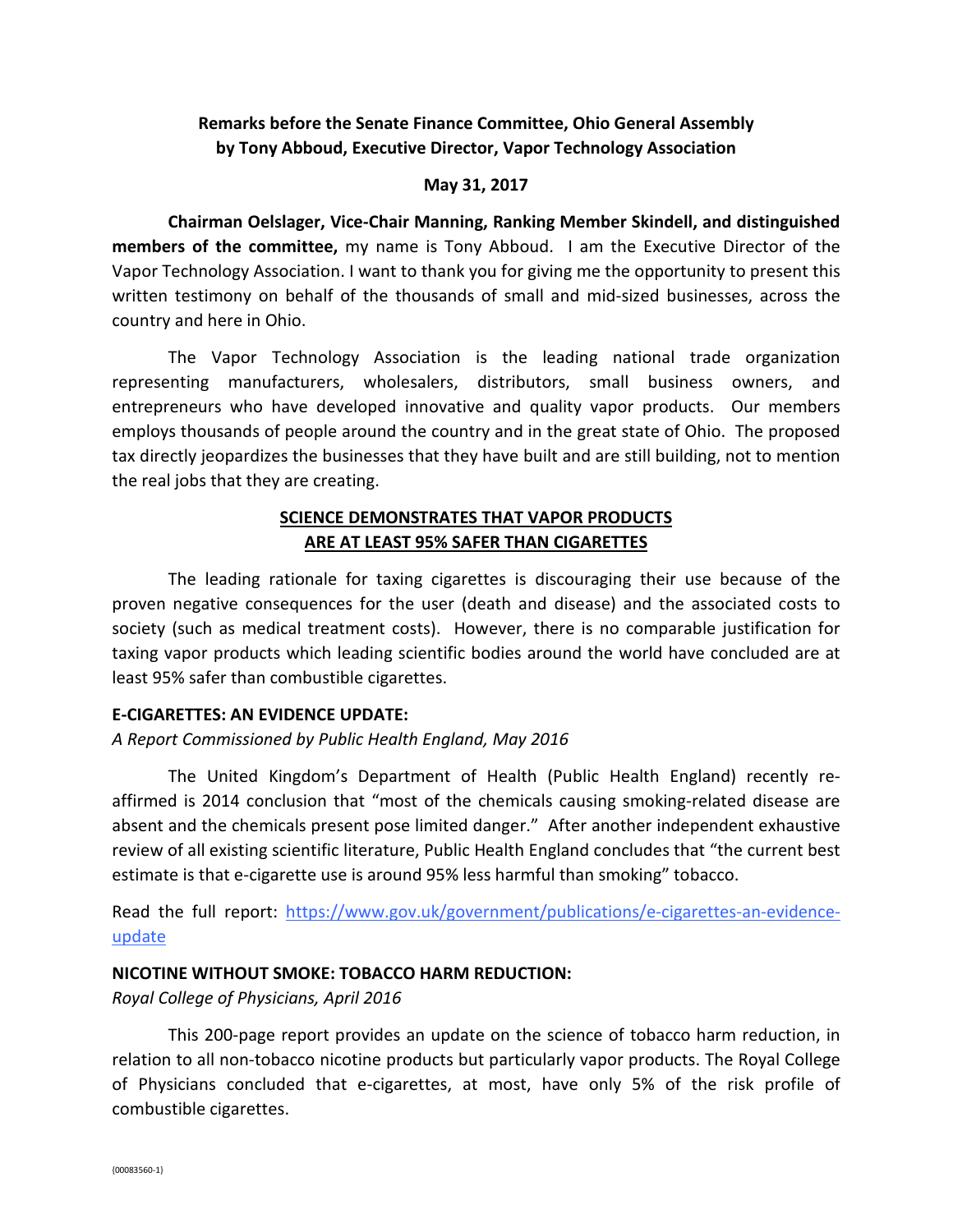**Remarks before the Senate Finance Committee, Ohio General Assembly by Tony Abboud, Executive Director, Vapor Technology Association**

**May 31, 2017**

**Chairman Oelslager, Vice-Chair Manning, Ranking Member Skindell, and distinguished members of the committee,** my name is Tony Abboud. I am the Executive Director of the Vapor Technology Association. I want to thank you for giving me the opportunity to present this written testimony on behalf of the thousands of small and mid-sized businesses, across the country and here in Ohio.

The Vapor Technology Association is the leading national trade organization representing manufacturers, wholesalers, distributors, small business owners, and entrepreneurs who have developed innovative and quality vapor products. Our members employs thousands of people around the country and in the great state of Ohio. The proposed tax directly jeopardizes the businesses that they have built and are still building, not to mention the real jobs that they are creating.

## SCIENCE DEMONSTRATES THAT VAPOR PRODUCTS ARE AT LEAST 95% SAFER THAN CIGARETTES

The leading rationale for taxing cigarettes is discouraging their use because of the proven negative consequences for the user (death and disease) and the associated costs to society (such as medical treatment costs). However, there is no comparable justification for taxing vapor products which leading scientific bodies around the world have concluded are at least 95% safer than combustible cigarettes.

### E-CIGARETTES: AN EVIDENCE UPDATE:

*A Report Commissioned by Public Health England, May 2016*

The United Kingdom's Department of Health (Public Health England) recently re-affirmed is 2014 conclusion that "most of the chemicals causing smoking-related disease are absent and the chemicals present pose limited danger." After another independent exhaustive review of all existing scientific literature, Public Health England concludes that "the current best estimate is that e-cigarette use is around 95% less harmful than smoking" tobacco.

Read the full report: [https://www.gov.uk/government/publications/e-cigarettes-an-evidence-update](https://www.gov.uk/government/publications/e-cigarettes-an-evidence-update)

### NICOTINE WITHOUT SMOKE: TOBACCO HARM REDUCTION:

*Royal College of Physicians, April 2016*

This 200-page report provides an update on the science of tobacco harm reduction, in relation to all non-tobacco nicotine products but particularly vapor products. The Royal College of Physicians concluded that e-cigarettes, at most, have only 5% of the risk profile of combustible cigarettes.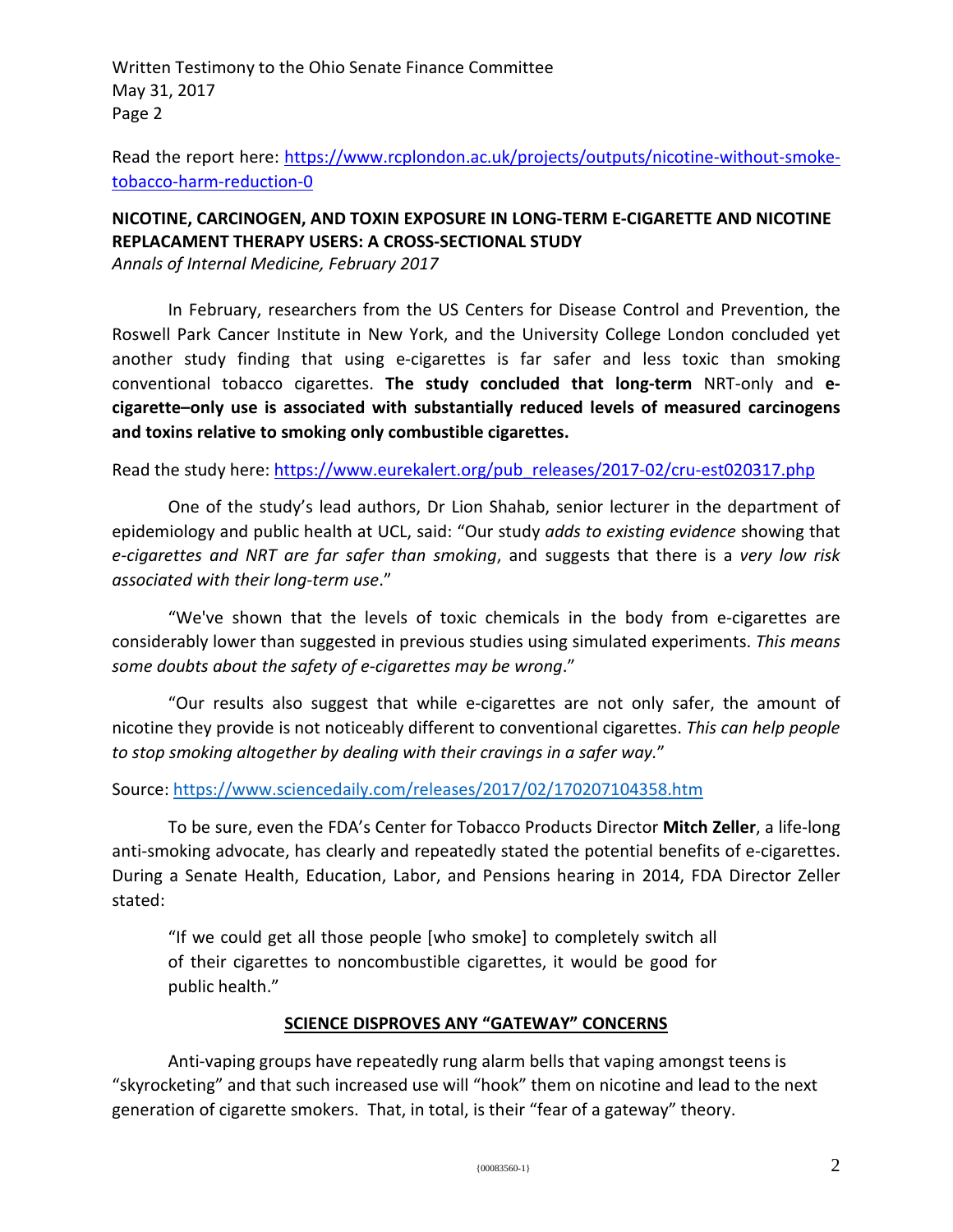Read the report here: https://www.rcplondon.ac.uk/projects/outputs/nicotine-without-smoke-tobacco-harm-reduction-0

**NICOTINE, CARCINOGEN, AND TOXIN EXPOSURE IN LONG-TERM E-CIGARETTE AND NICOTINE REPLACAMENT THERAPY USERS: A CROSS-SECTIONAL STUDY**
*Annals of Internal Medicine, February 2017*

In February, researchers from the US Centers for Disease Control and Prevention, the Roswell Park Cancer Institute in New York, and the University College London concluded yet another study finding that using e-cigarettes is far safer and less toxic than smoking conventional tobacco cigarettes. **The study concluded that long-term** NRT-only and **e-cigarette–only use is associated with substantially reduced levels of measured carcinogens and toxins relative to smoking only combustible cigarettes.**

Read the study here: https://www.eurekalert.org/pub_releases/2017-02/cru-est020317.php

One of the study's lead authors, Dr Lion Shahab, senior lecturer in the department of epidemiology and public health at UCL, said: "Our study *adds to existing evidence* showing that *e-cigarettes and NRT are far safer than smoking*, and suggests that there is a *very low risk associated with their long-term use*."

"We've shown that the levels of toxic chemicals in the body from e-cigarettes are considerably lower than suggested in previous studies using simulated experiments. *This means some doubts about the safety of e-cigarettes may be wrong*."

"Our results also suggest that while e-cigarettes are not only safer, the amount of nicotine they provide is not noticeably different to conventional cigarettes. *This can help people to stop smoking altogether by dealing with their cravings in a safer way.*"

Source: https://www.sciencedaily.com/releases/2017/02/170207104358.htm

To be sure, even the FDA's Center for Tobacco Products Director **Mitch Zeller**, a life-long anti-smoking advocate, has clearly and repeatedly stated the potential benefits of e-cigarettes. During a Senate Health, Education, Labor, and Pensions hearing in 2014, FDA Director Zeller stated:

> "If we could get all those people [who smoke] to completely switch all of their cigarettes to noncombustible cigarettes, it would be good for public health."

## SCIENCE DISPROVES ANY "GATEWAY" CONCERNS

Anti-vaping groups have repeatedly rung alarm bells that vaping amongst teens is "skyrocketing" and that such increased use will "hook" them on nicotine and lead to the next generation of cigarette smokers. That, in total, is their "fear of a gateway" theory.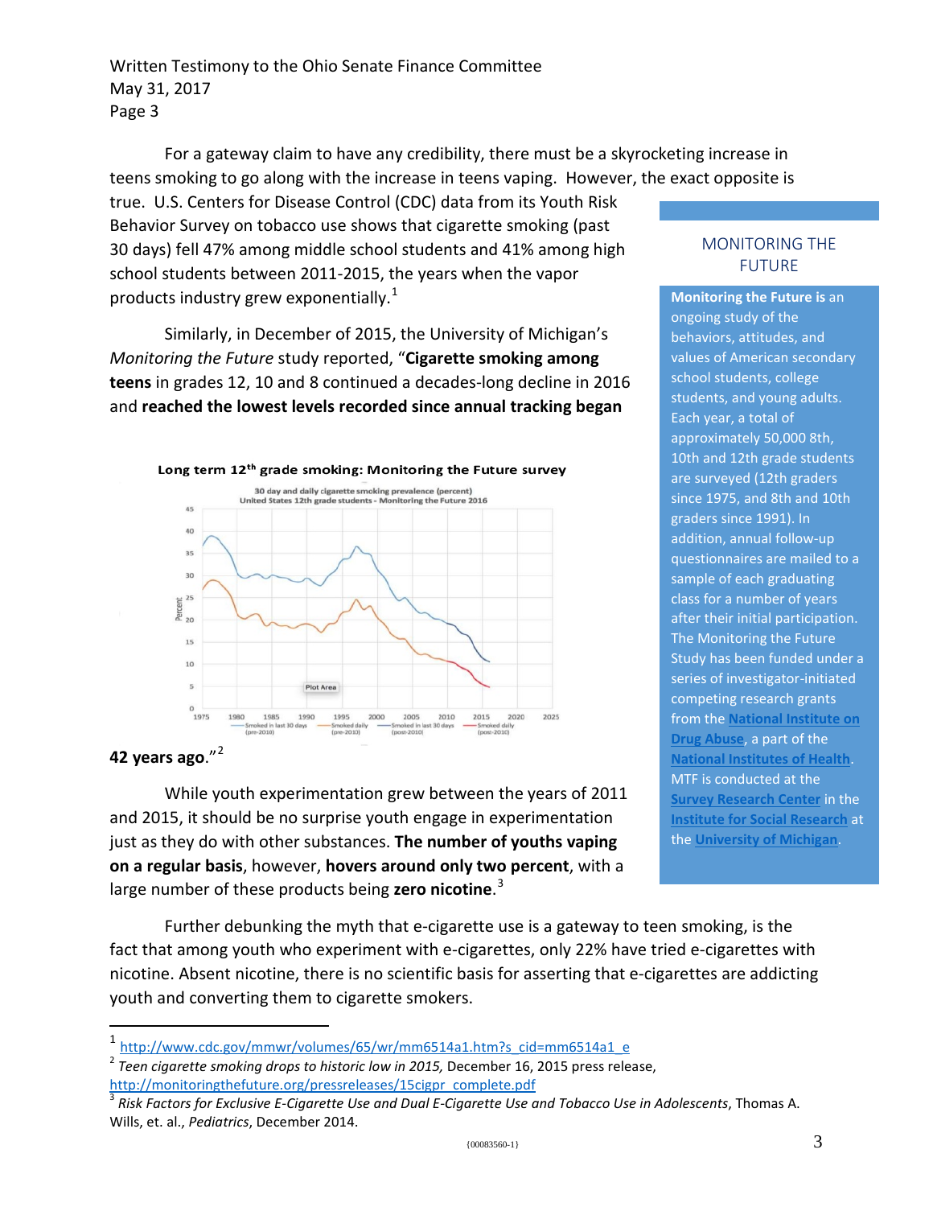For a gateway claim to have any credibility, there must be a skyrocketing increase in teens smoking to go along with the increase in teens vaping. However, the exact opposite is true. U.S. Centers for Disease Control (CDC) data from its Youth Risk Behavior Survey on tobacco use shows that cigarette smoking (past 30 days) fell 47% among middle school students and 41% among high school students between 2011-2015, the years when the vapor products industry grew exponentially.[1]

Similarly, in December of 2015, the University of Michigan's *Monitoring the Future* study reported, "**Cigarette smoking among teens** in grades 12, 10 and 8 continued a decades-long decline in 2016 and **reached the lowest levels recorded since annual tracking began 42 years ago**."[2]

**Long term 12th grade smoking: Monitoring the Future survey**

While youth experimentation grew between the years of 2011 and 2015, it should be no surprise youth engage in experimentation just as they do with other substances. **The number of youths vaping on a regular basis**, however, **hovers around only two percent**, with a large number of these products being **zero nicotine**.[3]

Further debunking the myth that e-cigarette use is a gateway to teen smoking, is the fact that among youth who experiment with e-cigarettes, only 22% have tried e-cigarettes with nicotine. Absent nicotine, there is no scientific basis for asserting that e-cigarettes are addicting youth and converting them to cigarette smokers.

> MONITORING THE FUTURE
>
> **Monitoring the Future is** an ongoing study of the behaviors, attitudes, and values of American secondary school students, college students, and young adults. Each year, a total of approximately 50,000 8th, 10th and 12th grade students are surveyed (12th graders since 1975, and 8th and 10th graders since 1991). In addition, annual follow-up questionnaires are mailed to a sample of each graduating class for a number of years after their initial participation. The Monitoring the Future Study has been funded under a series of investigator-initiated competing research grants from the National Institute on Drug Abuse, a part of the National Institutes of Health. MTF is conducted at the Survey Research Center in the Institute for Social Research at the University of Michigan.

---

[1] http://www.cdc.gov/mmwr/volumes/65/wr/mm6514a1.htm?s_cid=mm6514a1_e

[2] *Teen cigarette smoking drops to historic low in 2015,* December 16, 2015 press release, http://monitoringthefuture.org/pressreleases/15cigpr_complete.pdf

[3] *Risk Factors for Exclusive E-Cigarette Use and Dual E-Cigarette Use and Tobacco Use in Adolescents*, Thomas A. Wills, et. al., *Pediatrics*, December 2014.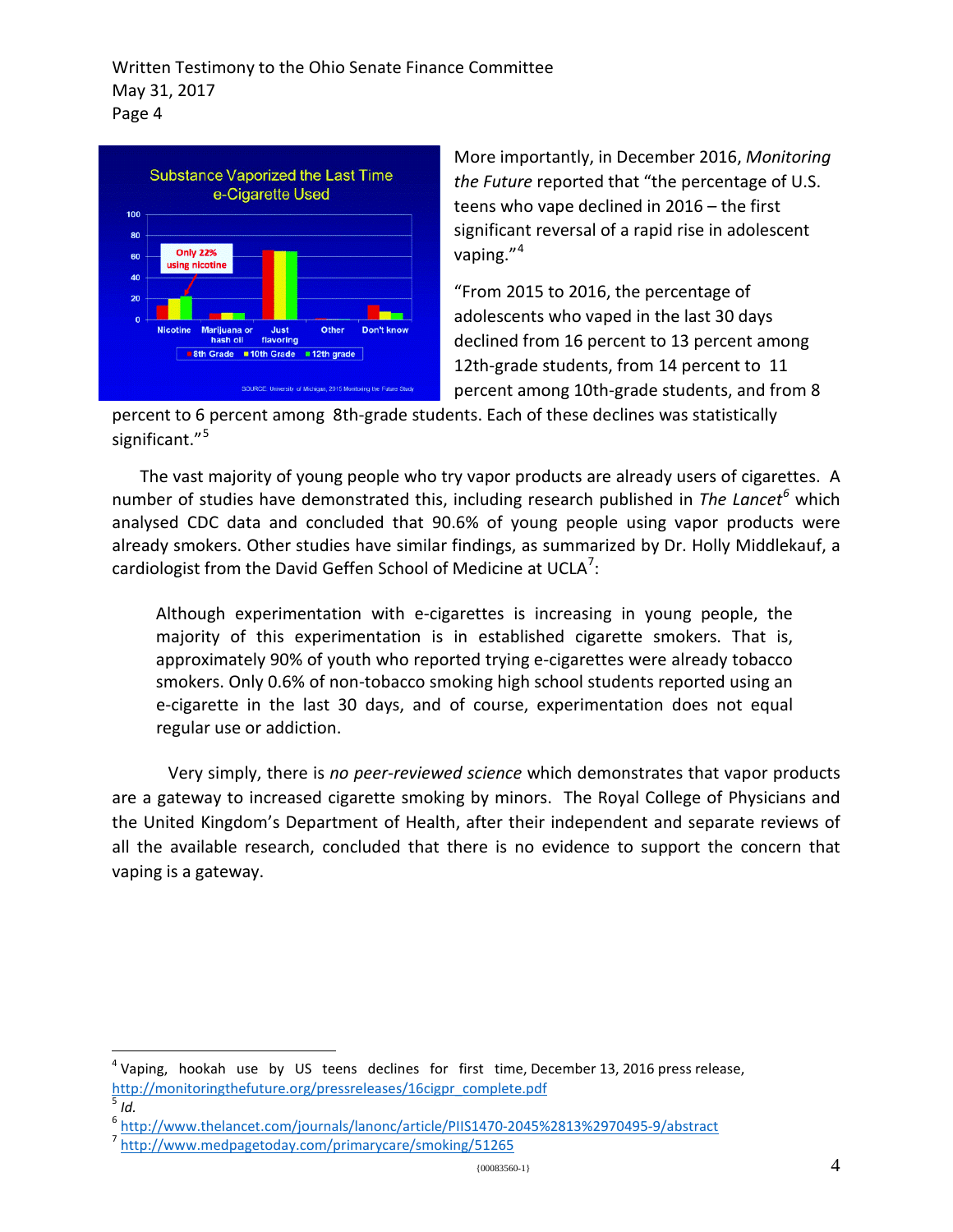More importantly, in December 2016, *Monitoring the Future* reported that "the percentage of U.S. teens who vape declined in 2016 – the first significant reversal of a rapid rise in adolescent vaping."[4]

"From 2015 to 2016, the percentage of adolescents who vaped in the last 30 days declined from 16 percent to 13 percent among 12th-grade students, from 14 percent to 11 percent among 10th-grade students, and from 8 percent to 6 percent among 8th-grade students. Each of these declines was statistically significant."[5]

The vast majority of young people who try vapor products are already users of cigarettes. A number of studies have demonstrated this, including research published in *The Lancet*[6] which analysed CDC data and concluded that 90.6% of young people using vapor products were already smokers. Other studies have similar findings, as summarized by Dr. Holly Middlekauf, a cardiologist from the David Geffen School of Medicine at UCLA[7]:

> Although experimentation with e-cigarettes is increasing in young people, the majority of this experimentation is in established cigarette smokers. That is, approximately 90% of youth who reported trying e-cigarettes were already tobacco smokers. Only 0.6% of non-tobacco smoking high school students reported using an e-cigarette in the last 30 days, and of course, experimentation does not equal regular use or addiction.

Very simply, there is *no peer-reviewed science* which demonstrates that vapor products are a gateway to increased cigarette smoking by minors. The Royal College of Physicians and the United Kingdom's Department of Health, after their independent and separate reviews of all the available research, concluded that there is no evidence to support the concern that vaping is a gateway.

---

[4] Vaping, hookah use by US teens declines for first time, December 13, 2016 press release, http://monitoringthefuture.org/pressreleases/16cigpr_complete.pdf

[5] *Id.*

[6] http://www.thelancet.com/journals/lanonc/article/PIIS1470-2045%2813%2970495-9/abstract

[7] http://www.medpagetoday.com/primarycare/smoking/51265

{00083560-1}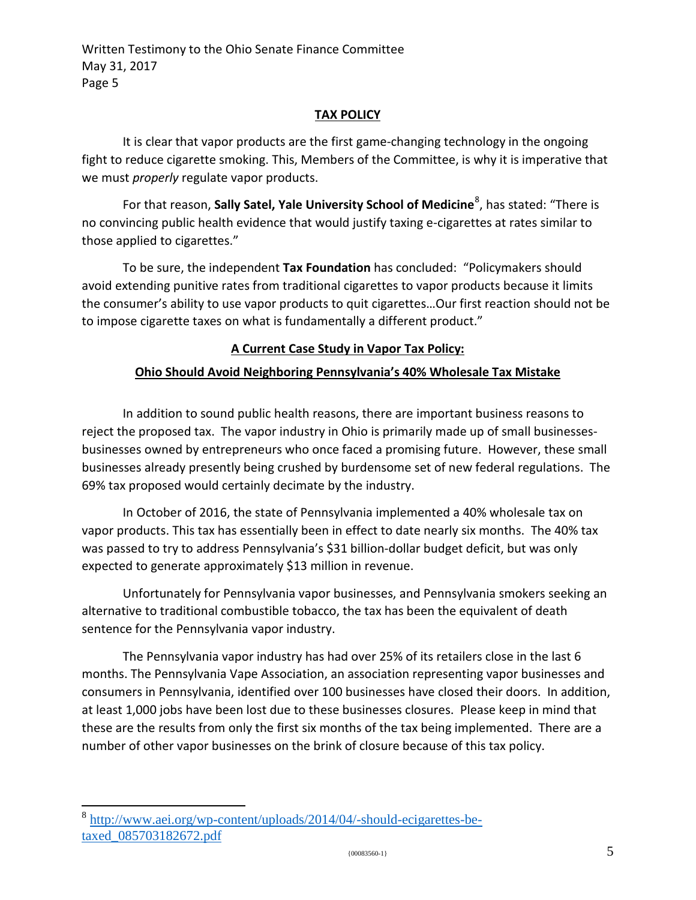## TAX POLICY

It is clear that vapor products are the first game-changing technology in the ongoing fight to reduce cigarette smoking. This, Members of the Committee, is why it is imperative that we must *properly* regulate vapor products.

For that reason, **Sally Satel, Yale University School of Medicine**[8], has stated: "There is no convincing public health evidence that would justify taxing e-cigarettes at rates similar to those applied to cigarettes."

To be sure, the independent **Tax Foundation** has concluded: "Policymakers should avoid extending punitive rates from traditional cigarettes to vapor products because it limits the consumer's ability to use vapor products to quit cigarettes…Our first reaction should not be to impose cigarette taxes on what is fundamentally a different product."

### A Current Case Study in Vapor Tax Policy:

### Ohio Should Avoid Neighboring Pennsylvania's 40% Wholesale Tax Mistake

In addition to sound public health reasons, there are important business reasons to reject the proposed tax. The vapor industry in Ohio is primarily made up of small businesses-businesses owned by entrepreneurs who once faced a promising future. However, these small businesses already presently being crushed by burdensome set of new federal regulations. The 69% tax proposed would certainly decimate by the industry.

In October of 2016, the state of Pennsylvania implemented a 40% wholesale tax on vapor products. This tax has essentially been in effect to date nearly six months. The 40% tax was passed to try to address Pennsylvania's $31 billion-dollar budget deficit, but was only expected to generate approximately $13 million in revenue.

Unfortunately for Pennsylvania vapor businesses, and Pennsylvania smokers seeking an alternative to traditional combustible tobacco, the tax has been the equivalent of death sentence for the Pennsylvania vapor industry.

The Pennsylvania vapor industry has had over 25% of its retailers close in the last 6 months. The Pennsylvania Vape Association, an association representing vapor businesses and consumers in Pennsylvania, identified over 100 businesses have closed their doors. In addition, at least 1,000 jobs have been lost due to these businesses closures. Please keep in mind that these are the results from only the first six months of the tax being implemented. There are a number of other vapor businesses on the brink of closure because of this tax policy.

---

[8] http://www.aei.org/wp-content/uploads/2014/04/-should-ecigarettes-be-taxed_085703182672.pdf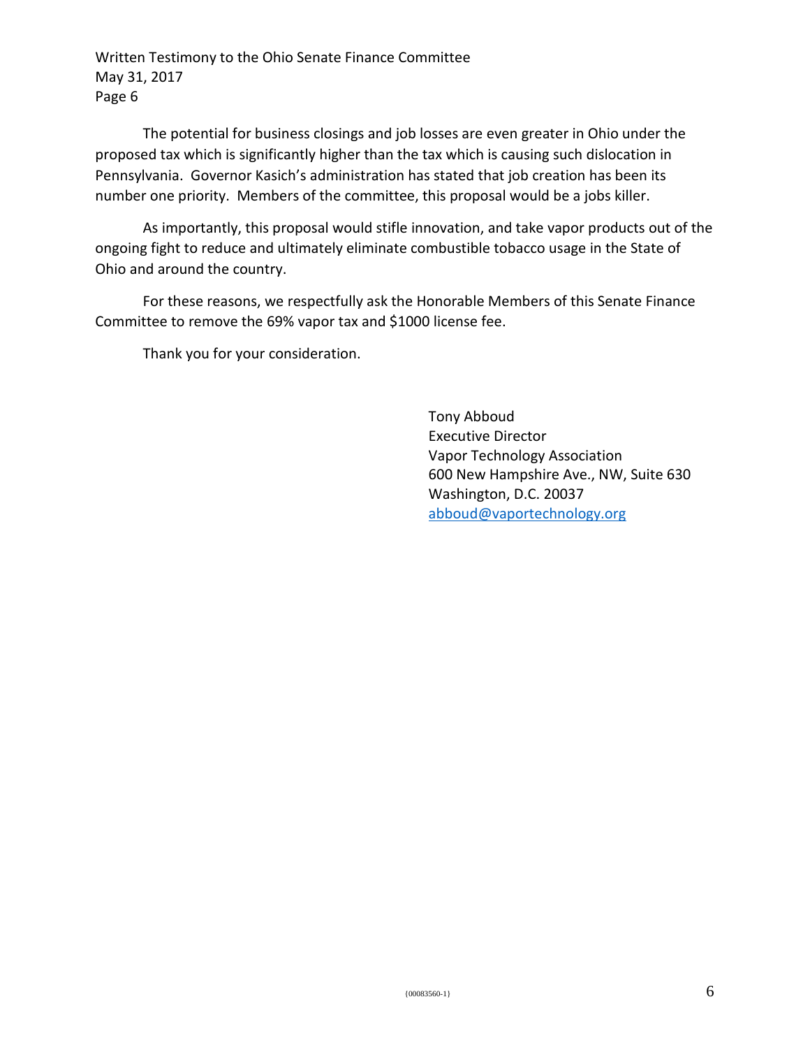The potential for business closings and job losses are even greater in Ohio under the proposed tax which is significantly higher than the tax which is causing such dislocation in Pennsylvania. Governor Kasich's administration has stated that job creation has been its number one priority. Members of the committee, this proposal would be a jobs killer.

As importantly, this proposal would stifle innovation, and take vapor products out of the ongoing fight to reduce and ultimately eliminate combustible tobacco usage in the State of Ohio and around the country.

For these reasons, we respectfully ask the Honorable Members of this Senate Finance Committee to remove the 69% vapor tax and $1000 license fee.

Thank you for your consideration.

Tony Abboud
Executive Director
Vapor Technology Association
600 New Hampshire Ave., NW, Suite 630
Washington, D.C. 20037
abboud@vaportechnology.org

{00083560-1}